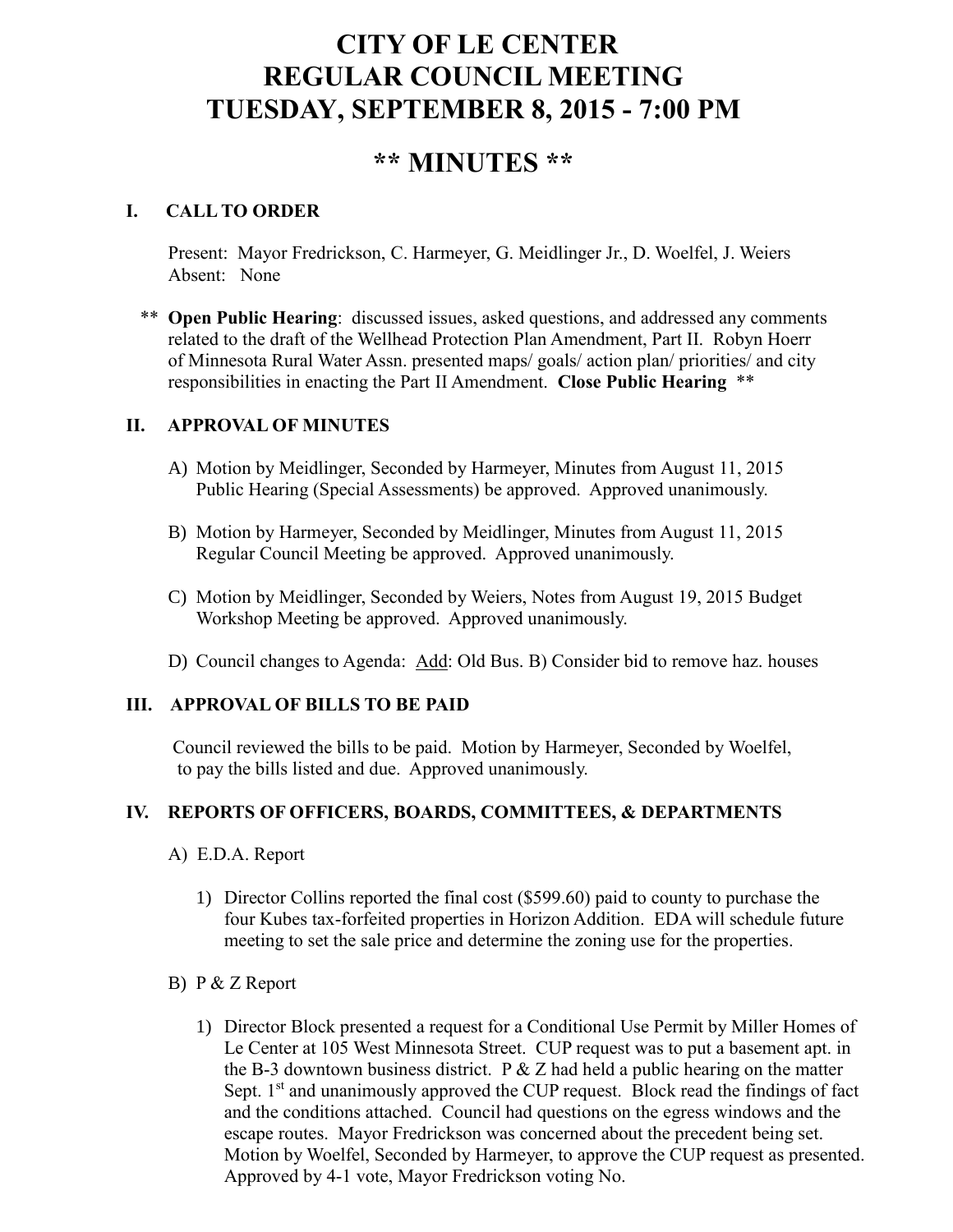# CITY OF LE CENTER
# REGULAR COUNCIL MEETING
# TUESDAY, SEPTEMBER 8, 2015 - 7:00 PM

## ** MINUTES **

### I. CALL TO ORDER

Present: Mayor Fredrickson, C. Harmeyer, G. Meidlinger Jr., D. Woelfel, J. Weiers
Absent: None

** **Open Public Hearing**: discussed issues, asked questions, and addressed any comments related to the draft of the Wellhead Protection Plan Amendment, Part II. Robyn Hoerr of Minnesota Rural Water Assn. presented maps/ goals/ action plan/ priorities/ and city responsibilities in enacting the Part II Amendment. **Close Public Hearing** **

### II. APPROVAL OF MINUTES

A) Motion by Meidlinger, Seconded by Harmeyer, Minutes from August 11, 2015 Public Hearing (Special Assessments) be approved. Approved unanimously.

B) Motion by Harmeyer, Seconded by Meidlinger, Minutes from August 11, 2015 Regular Council Meeting be approved. Approved unanimously.

C) Motion by Meidlinger, Seconded by Weiers, Notes from August 19, 2015 Budget Workshop Meeting be approved. Approved unanimously.

D) Council changes to Agenda: Add: Old Bus. B) Consider bid to remove haz. houses

### III. APPROVAL OF BILLS TO BE PAID

Council reviewed the bills to be paid. Motion by Harmeyer, Seconded by Woelfel, to pay the bills listed and due. Approved unanimously.

### IV. REPORTS OF OFFICERS, BOARDS, COMMITTEES, & DEPARTMENTS

A) E.D.A. Report

1) Director Collins reported the final cost ($599.60) paid to county to purchase the four Kubes tax-forfeited properties in Horizon Addition. EDA will schedule future meeting to set the sale price and determine the zoning use for the properties.

B) P & Z Report

1) Director Block presented a request for a Conditional Use Permit by Miller Homes of Le Center at 105 West Minnesota Street. CUP request was to put a basement apt. in the B-3 downtown business district. P & Z had held a public hearing on the matter Sept. 1st and unanimously approved the CUP request. Block read the findings of fact and the conditions attached. Council had questions on the egress windows and the escape routes. Mayor Fredrickson was concerned about the precedent being set. Motion by Woelfel, Seconded by Harmeyer, to approve the CUP request as presented. Approved by 4-1 vote, Mayor Fredrickson voting No.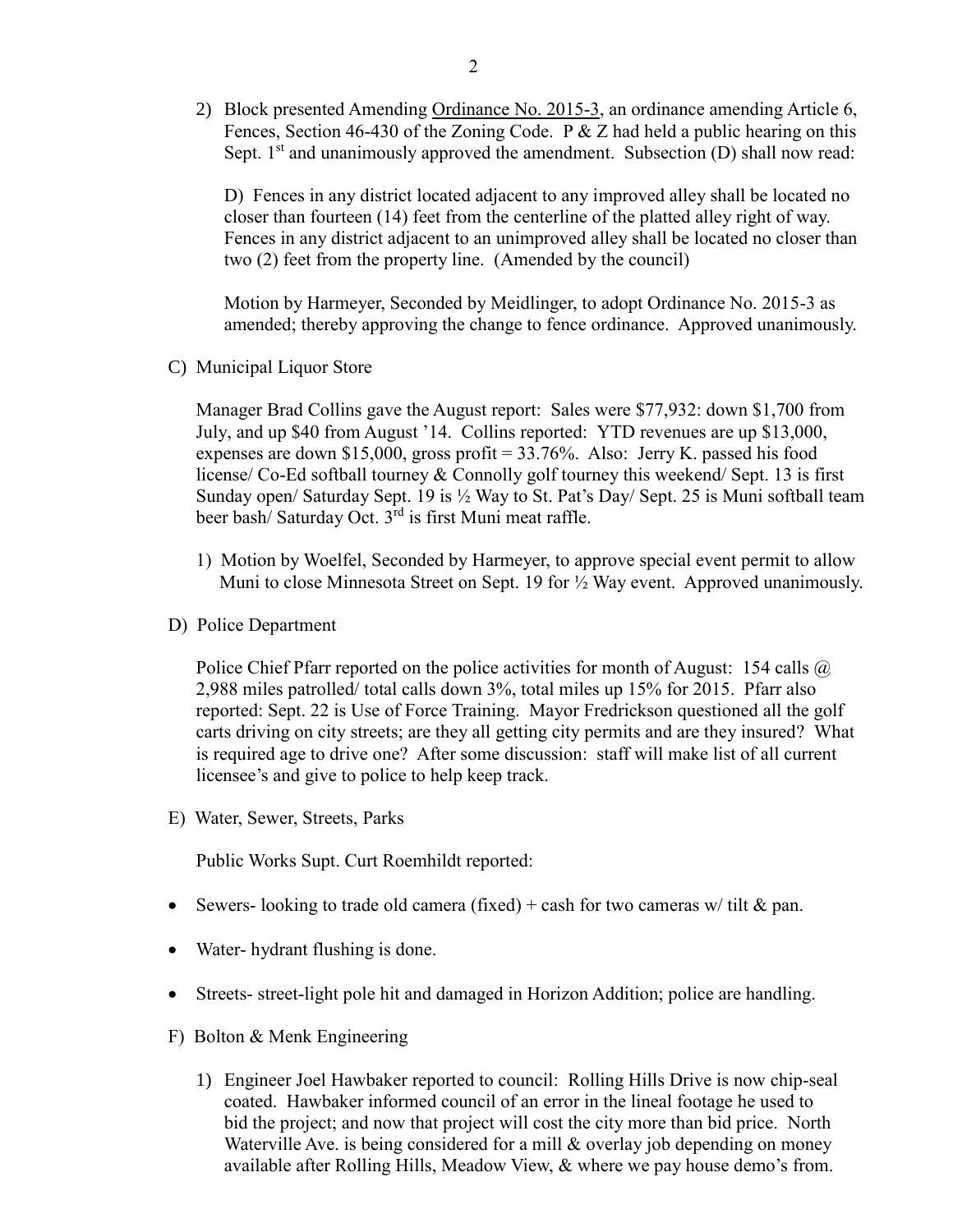2) Block presented Amending <u>Ordinance No. 2015-3</u>, an ordinance amending Article 6, Fences, Section 46-430 of the Zoning Code. P & Z had held a public hearing on this Sept. 1st and unanimously approved the amendment. Subsection (D) shall now read:

   D) Fences in any district located adjacent to any improved alley shall be located no closer than fourteen (14) feet from the centerline of the platted alley right of way. Fences in any district adjacent to an unimproved alley shall be located no closer than two (2) feet from the property line. (Amended by the council)

   Motion by Harmeyer, Seconded by Meidlinger, to adopt Ordinance No. 2015-3 as amended; thereby approving the change to fence ordinance. Approved unanimously.

C) Municipal Liquor Store

Manager Brad Collins gave the August report: Sales were $77,932: down $1,700 from July, and up $40 from August '14. Collins reported: YTD revenues are up $13,000, expenses are down $15,000, gross profit = 33.76%. Also: Jerry K. passed his food license/ Co-Ed softball tourney & Connolly golf tourney this weekend/ Sept. 13 is first Sunday open/ Saturday Sept. 19 is ½ Way to St. Pat's Day/ Sept. 25 is Muni softball team beer bash/ Saturday Oct. 3rd is first Muni meat raffle.

1) Motion by Woelfel, Seconded by Harmeyer, to approve special event permit to allow Muni to close Minnesota Street on Sept. 19 for ½ Way event. Approved unanimously.

D) Police Department

Police Chief Pfarr reported on the police activities for month of August: 154 calls @ 2,988 miles patrolled/ total calls down 3%, total miles up 15% for 2015. Pfarr also reported: Sept. 22 is Use of Force Training. Mayor Fredrickson questioned all the golf carts driving on city streets; are they all getting city permits and are they insured? What is required age to drive one? After some discussion: staff will make list of all current licensee's and give to police to help keep track.

E) Water, Sewer, Streets, Parks

Public Works Supt. Curt Roemhildt reported:

- Sewers- looking to trade old camera (fixed) + cash for two cameras w/ tilt & pan.
- Water- hydrant flushing is done.
- Streets- street-light pole hit and damaged in Horizon Addition; police are handling.

F) Bolton & Menk Engineering

1) Engineer Joel Hawbaker reported to council: Rolling Hills Drive is now chip-seal coated. Hawbaker informed council of an error in the lineal footage he used to bid the project; and now that project will cost the city more than bid price. North Waterville Ave. is being considered for a mill & overlay job depending on money available after Rolling Hills, Meadow View, & where we pay house demo's from.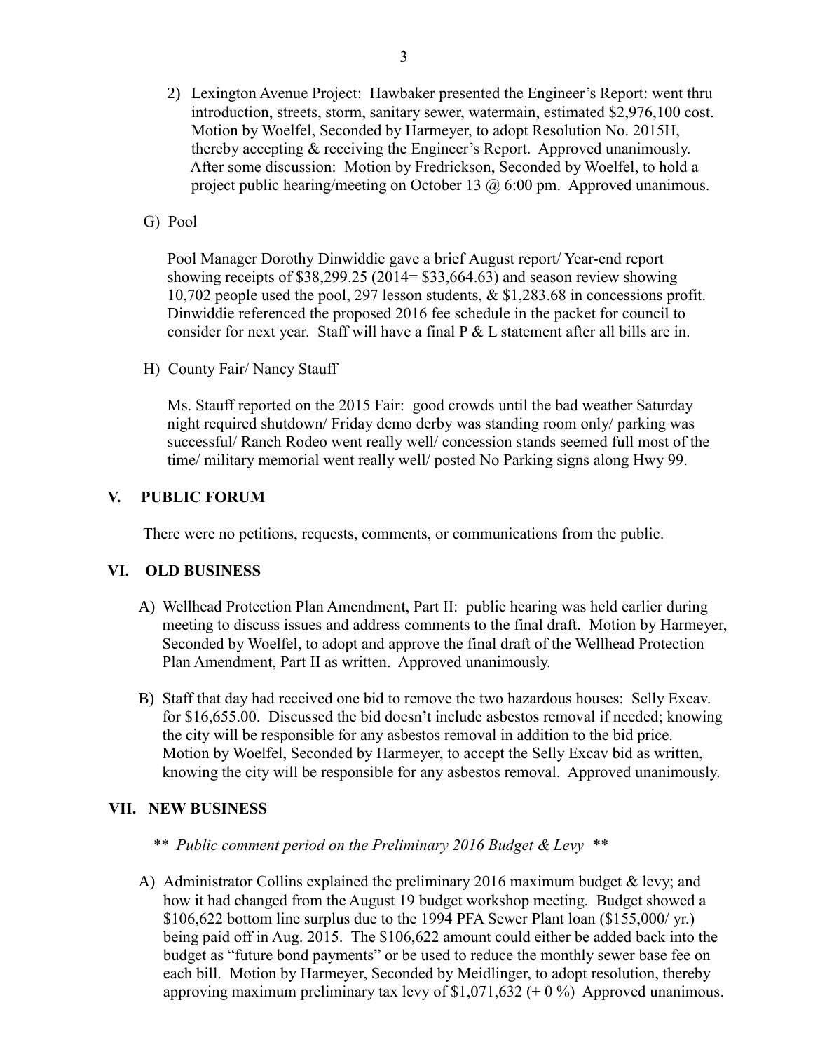2) Lexington Avenue Project: Hawbaker presented the Engineer's Report: went thru introduction, streets, storm, sanitary sewer, watermain, estimated $2,976,100 cost. Motion by Woelfel, Seconded by Harmeyer, to adopt Resolution No. 2015H, thereby accepting & receiving the Engineer's Report. Approved unanimously. After some discussion: Motion by Fredrickson, Seconded by Woelfel, to hold a project public hearing/meeting on October 13 @ 6:00 pm. Approved unanimous.

G) Pool

Pool Manager Dorothy Dinwiddie gave a brief August report/ Year-end report showing receipts of $38,299.25 (2014= $33,664.63) and season review showing 10,702 people used the pool, 297 lesson students, & $1,283.68 in concessions profit. Dinwiddie referenced the proposed 2016 fee schedule in the packet for council to consider for next year. Staff will have a final P & L statement after all bills are in.

H) County Fair/ Nancy Stauff

Ms. Stauff reported on the 2015 Fair: good crowds until the bad weather Saturday night required shutdown/ Friday demo derby was standing room only/ parking was successful/ Ranch Rodeo went really well/ concession stands seemed full most of the time/ military memorial went really well/ posted No Parking signs along Hwy 99.

## V. PUBLIC FORUM

There were no petitions, requests, comments, or communications from the public.

## VI. OLD BUSINESS

A) Wellhead Protection Plan Amendment, Part II: public hearing was held earlier during meeting to discuss issues and address comments to the final draft. Motion by Harmeyer, Seconded by Woelfel, to adopt and approve the final draft of the Wellhead Protection Plan Amendment, Part II as written. Approved unanimously.

B) Staff that day had received one bid to remove the two hazardous houses: Selly Excav. for $16,655.00. Discussed the bid doesn't include asbestos removal if needed; knowing the city will be responsible for any asbestos removal in addition to the bid price. Motion by Woelfel, Seconded by Harmeyer, to accept the Selly Excav bid as written, knowing the city will be responsible for any asbestos removal. Approved unanimously.

## VII. NEW BUSINESS

*\*\* Public comment period on the Preliminary 2016 Budget & Levy \*\**

A) Administrator Collins explained the preliminary 2016 maximum budget & levy; and how it had changed from the August 19 budget workshop meeting. Budget showed a $106,622 bottom line surplus due to the 1994 PFA Sewer Plant loan ($155,000/ yr.) being paid off in Aug. 2015. The $106,622 amount could either be added back into the budget as "future bond payments" or be used to reduce the monthly sewer base fee on each bill. Motion by Harmeyer, Seconded by Meidlinger, to adopt resolution, thereby approving maximum preliminary tax levy of $1,071,632 (+ 0 %) Approved unanimous.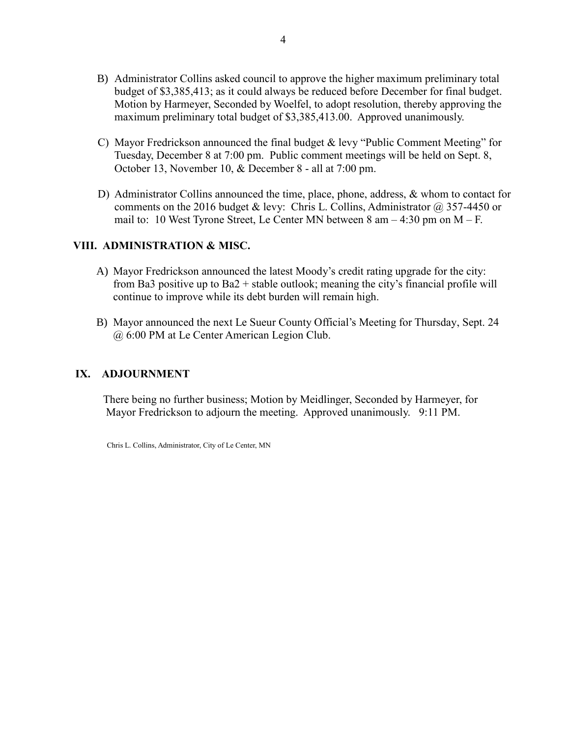B) Administrator Collins asked council to approve the higher maximum preliminary total budget of $3,385,413; as it could always be reduced before December for final budget. Motion by Harmeyer, Seconded by Woelfel, to adopt resolution, thereby approving the maximum preliminary total budget of $3,385,413.00. Approved unanimously.

C) Mayor Fredrickson announced the final budget & levy "Public Comment Meeting" for Tuesday, December 8 at 7:00 pm. Public comment meetings will be held on Sept. 8, October 13, November 10, & December 8 - all at 7:00 pm.

D) Administrator Collins announced the time, place, phone, address, & whom to contact for comments on the 2016 budget & levy: Chris L. Collins, Administrator @ 357-4450 or mail to: 10 West Tyrone Street, Le Center MN between 8 am – 4:30 pm on M – F.

## VIII. ADMINISTRATION & MISC.

A) Mayor Fredrickson announced the latest Moody's credit rating upgrade for the city: from Ba3 positive up to Ba2 + stable outlook; meaning the city's financial profile will continue to improve while its debt burden will remain high.

B) Mayor announced the next Le Sueur County Official's Meeting for Thursday, Sept. 24 @ 6:00 PM at Le Center American Legion Club.

## IX. ADJOURNMENT

There being no further business; Motion by Meidlinger, Seconded by Harmeyer, for Mayor Fredrickson to adjourn the meeting. Approved unanimously. 9:11 PM.

Chris L. Collins, Administrator, City of Le Center, MN